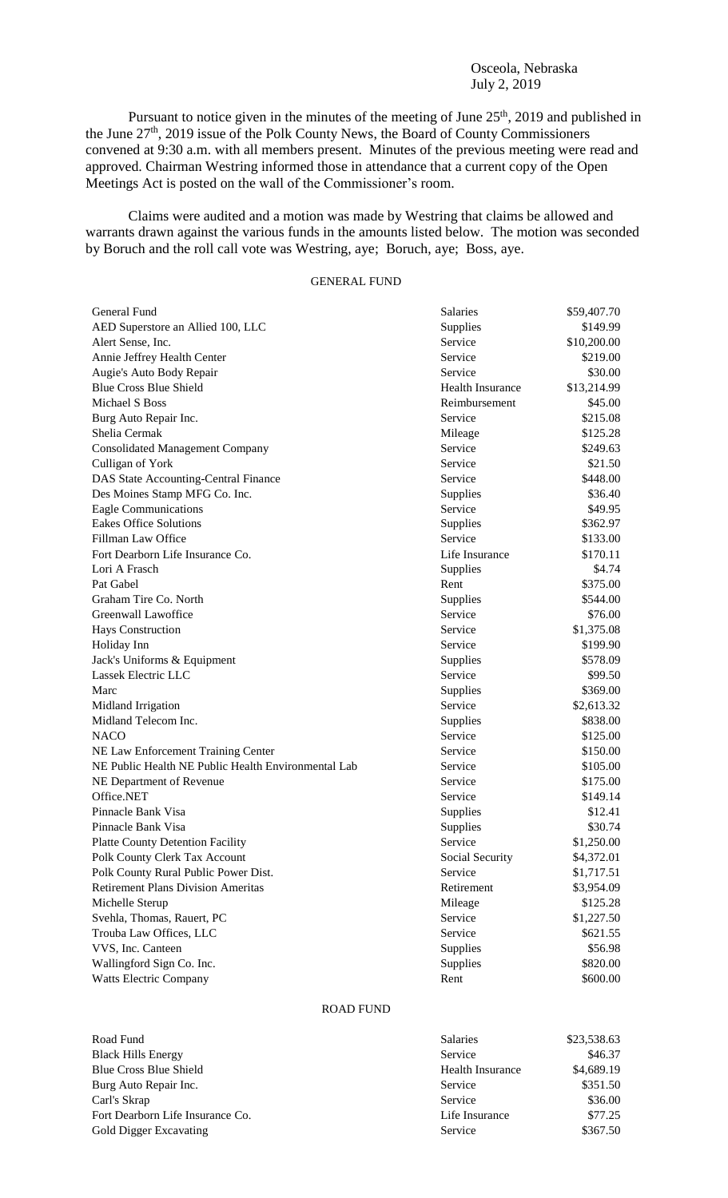Osceola, Nebraska
July 2, 2019

Pursuant to notice given in the minutes of the meeting of June 25th, 2019 and published in the June 27th, 2019 issue of the Polk County News, the Board of County Commissioners convened at 9:30 a.m. with all members present. Minutes of the previous meeting were read and approved. Chairman Westring informed those in attendance that a current copy of the Open Meetings Act is posted on the wall of the Commissioner's room.

Claims were audited and a motion was made by Westring that claims be allowed and warrants drawn against the various funds in the amounts listed below. The motion was seconded by Boruch and the roll call vote was Westring, aye; Boruch, aye; Boss, aye.

## GENERAL FUND

| | | |
|---|---|---|
| General Fund | Salaries | $59,407.70 |
| AED Superstore an Allied 100, LLC | Supplies | $149.99 |
| Alert Sense, Inc. | Service | $10,200.00 |
| Annie Jeffrey Health Center | Service | $219.00 |
| Augie's Auto Body Repair | Service | $30.00 |
| Blue Cross Blue Shield | Health Insurance | $13,214.99 |
| Michael S Boss | Reimbursement | $45.00 |
| Burg Auto Repair Inc. | Service | $215.08 |
| Shelia Cermak | Mileage | $125.28 |
| Consolidated Management Company | Service | $249.63 |
| Culligan of York | Service | $21.50 |
| DAS State Accounting-Central Finance | Service | $448.00 |
| Des Moines Stamp MFG Co. Inc. | Supplies | $36.40 |
| Eagle Communications | Service | $49.95 |
| Eakes Office Solutions | Supplies | $362.97 |
| Fillman Law Office | Service | $133.00 |
| Fort Dearborn Life Insurance Co. | Life Insurance | $170.11 |
| Lori A Frasch | Supplies | $4.74 |
| Pat Gabel | Rent | $375.00 |
| Graham Tire Co. North | Supplies | $544.00 |
| Greenwall Lawoffice | Service | $76.00 |
| Hays Construction | Service | $1,375.08 |
| Holiday Inn | Service | $199.90 |
| Jack's Uniforms & Equipment | Supplies | $578.09 |
| Lassek Electric LLC | Service | $99.50 |
| Marc | Supplies | $369.00 |
| Midland Irrigation | Service | $2,613.32 |
| Midland Telecom Inc. | Supplies | $838.00 |
| NACO | Service | $125.00 |
| NE Law Enforcement Training Center | Service | $150.00 |
| NE Public Health NE Public Health Environmental Lab | Service | $105.00 |
| NE Department of Revenue | Service | $175.00 |
| Office.NET | Service | $149.14 |
| Pinnacle Bank Visa | Supplies | $12.41 |
| Pinnacle Bank Visa | Supplies | $30.74 |
| Platte County Detention Facility | Service | $1,250.00 |
| Polk County Clerk Tax Account | Social Security | $4,372.01 |
| Polk County Rural Public Power Dist. | Service | $1,717.51 |
| Retirement Plans Division Ameritas | Retirement | $3,954.09 |
| Michelle Sterup | Mileage | $125.28 |
| Svehla, Thomas, Rauert, PC | Service | $1,227.50 |
| Trouba Law Offices, LLC | Service | $621.55 |
| VVS, Inc. Canteen | Supplies | $56.98 |
| Wallingford Sign Co. Inc. | Supplies | $820.00 |
| Watts Electric Company | Rent | $600.00 |

## ROAD FUND

| | | |
|---|---|---|
| Road Fund | Salaries | $23,538.63 |
| Black Hills Energy | Service | $46.37 |
| Blue Cross Blue Shield | Health Insurance | $4,689.19 |
| Burg Auto Repair Inc. | Service | $351.50 |
| Carl's Skrap | Service | $36.00 |
| Fort Dearborn Life Insurance Co. | Life Insurance | $77.25 |
| Gold Digger Excavating | Service | $367.50 |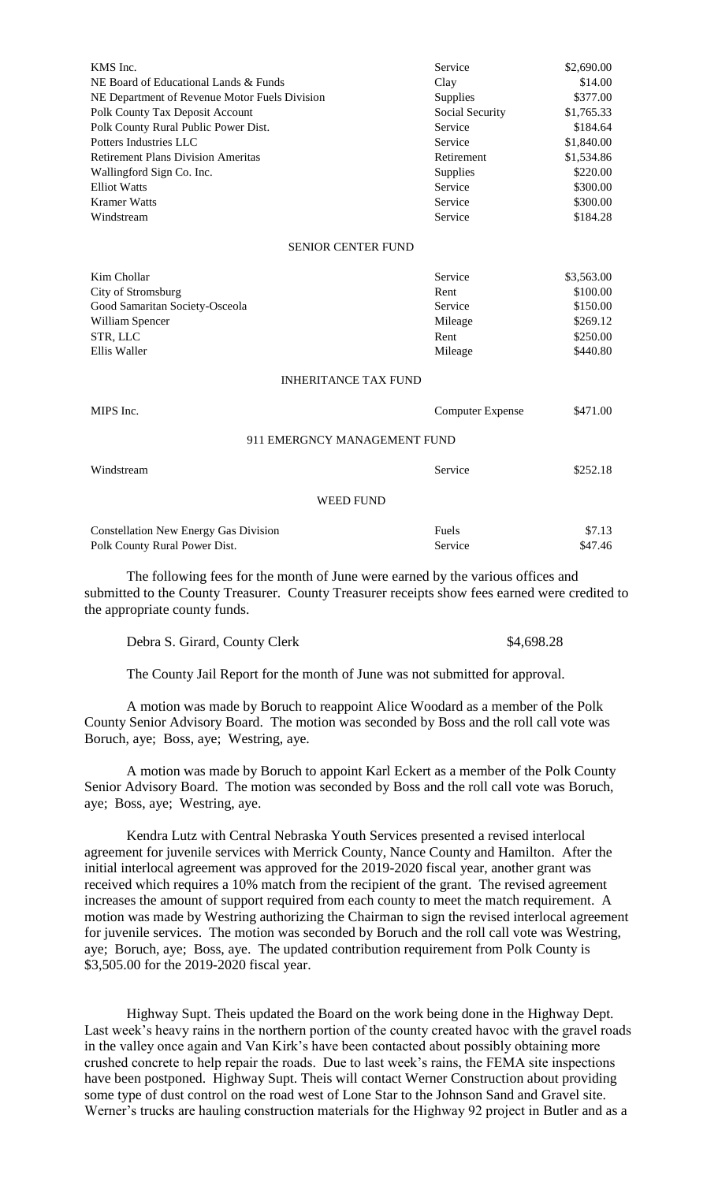| | | |
|---|---|---|
| KMS Inc. | Service | \$2,690.00 |
| NE Board of Educational Lands & Funds | Clay | \$14.00 |
| NE Department of Revenue Motor Fuels Division | Supplies | \$377.00 |
| Polk County Tax Deposit Account | Social Security | \$1,765.33 |
| Polk County Rural Public Power Dist. | Service | \$184.64 |
| Potters Industries LLC | Service | \$1,840.00 |
| Retirement Plans Division Ameritas | Retirement | \$1,534.86 |
| Wallingford Sign Co. Inc. | Supplies | \$220.00 |
| Elliot Watts | Service | \$300.00 |
| Kramer Watts | Service | \$300.00 |
| Windstream | Service | \$184.28 |

SENIOR CENTER FUND

| | | |
|---|---|---|
| Kim Chollar | Service | \$3,563.00 |
| City of Stromsburg | Rent | \$100.00 |
| Good Samaritan Society-Osceola | Service | \$150.00 |
| William Spencer | Mileage | \$269.12 |
| STR, LLC | Rent | \$250.00 |
| Ellis Waller | Mileage | \$440.80 |

INHERITANCE TAX FUND

| | | |
|---|---|---|
| MIPS Inc. | Computer Expense | \$471.00 |

911 EMERGNCY MANAGEMENT FUND

| | | |
|---|---|---|
| Windstream | Service | \$252.18 |

WEED FUND

| | | |
|---|---|---|
| Constellation New Energy Gas Division | Fuels | \$7.13 |
| Polk County Rural Power Dist. | Service | \$47.46 |

The following fees for the month of June were earned by the various offices and submitted to the County Treasurer. County Treasurer receipts show fees earned were credited to the appropriate county funds.

Debra S. Girard, County Clerk \$4,698.28

The County Jail Report for the month of June was not submitted for approval.

A motion was made by Boruch to reappoint Alice Woodard as a member of the Polk County Senior Advisory Board. The motion was seconded by Boss and the roll call vote was Boruch, aye; Boss, aye; Westring, aye.

A motion was made by Boruch to appoint Karl Eckert as a member of the Polk County Senior Advisory Board. The motion was seconded by Boss and the roll call vote was Boruch, aye; Boss, aye; Westring, aye.

Kendra Lutz with Central Nebraska Youth Services presented a revised interlocal agreement for juvenile services with Merrick County, Nance County and Hamilton. After the initial interlocal agreement was approved for the 2019-2020 fiscal year, another grant was received which requires a 10% match from the recipient of the grant. The revised agreement increases the amount of support required from each county to meet the match requirement. A motion was made by Westring authorizing the Chairman to sign the revised interlocal agreement for juvenile services. The motion was seconded by Boruch and the roll call vote was Westring, aye; Boruch, aye; Boss, aye. The updated contribution requirement from Polk County is \$3,505.00 for the 2019-2020 fiscal year.

Highway Supt. Theis updated the Board on the work being done in the Highway Dept. Last week's heavy rains in the northern portion of the county created havoc with the gravel roads in the valley once again and Van Kirk's have been contacted about possibly obtaining more crushed concrete to help repair the roads. Due to last week's rains, the FEMA site inspections have been postponed. Highway Supt. Theis will contact Werner Construction about providing some type of dust control on the road west of Lone Star to the Johnson Sand and Gravel site. Werner's trucks are hauling construction materials for the Highway 92 project in Butler and as a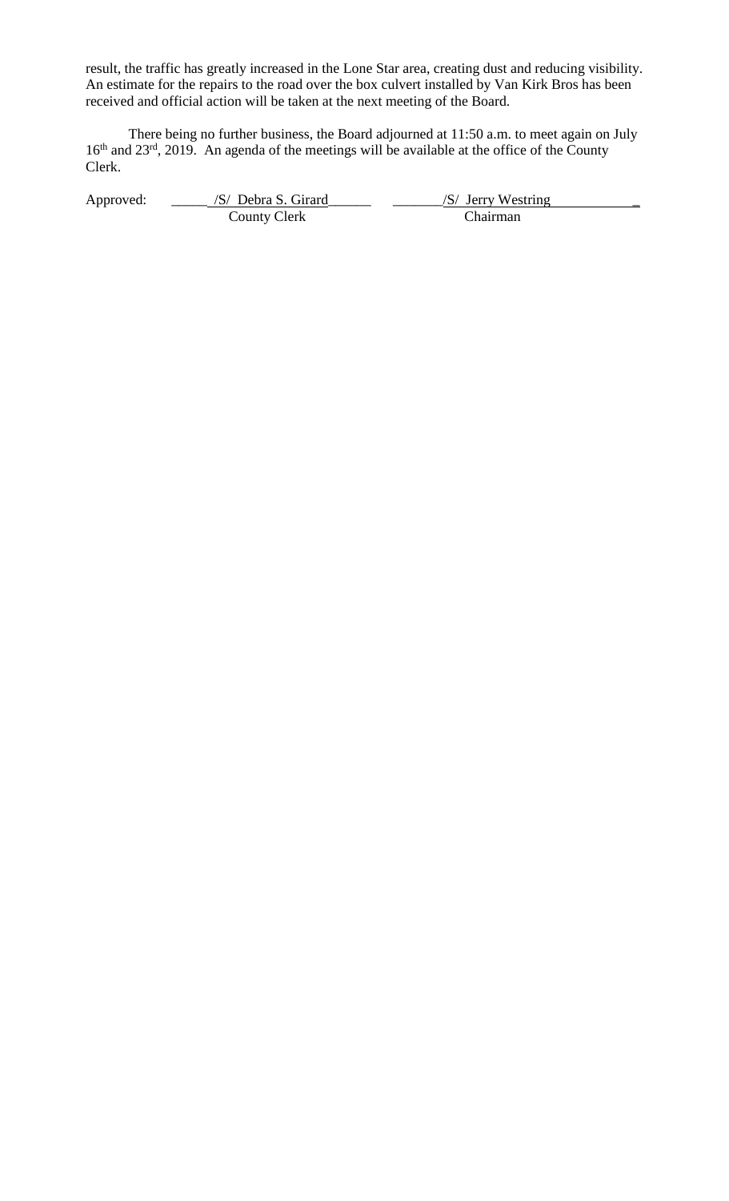result, the traffic has greatly increased in the Lone Star area, creating dust and reducing visibility. An estimate for the repairs to the road over the box culvert installed by Van Kirk Bros has been received and official action will be taken at the next meeting of the Board.

There being no further business, the Board adjourned at 11:50 a.m. to meet again on July 16th and 23rd, 2019. An agenda of the meetings will be available at the office of the County Clerk.

Approved: /S/ Debra S. Girard — County Clerk

/S/ Jerry Westring — Chairman